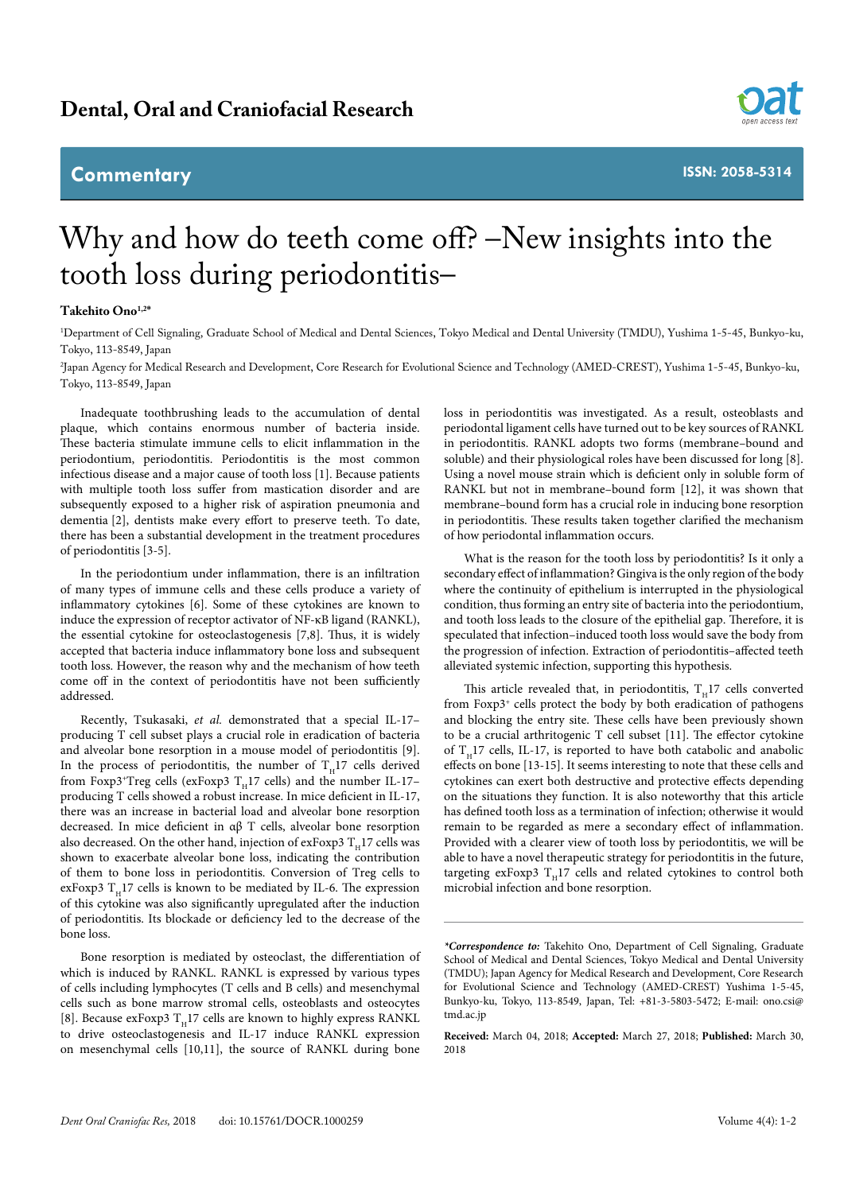# Dental, Oral and Craniofacial Research

## Commentary

ISSN: 2058-5314

# Why and how do teeth come off? –New insights into the tooth loss during periodontitis–

**Takehito Ono**[1,2*]

[1]Department of Cell Signaling, Graduate School of Medical and Dental Sciences, Tokyo Medical and Dental University (TMDU), Yushima 1-5-45, Bunkyo-ku, Tokyo, 113-8549, Japan

[2]Japan Agency for Medical Research and Development, Core Research for Evolutional Science and Technology (AMED-CREST), Yushima 1-5-45, Bunkyo-ku, Tokyo, 113-8549, Japan

Inadequate toothbrushing leads to the accumulation of dental plaque, which contains enormous number of bacteria inside. These bacteria stimulate immune cells to elicit inflammation in the periodontium, periodontitis. Periodontitis is the most common infectious disease and a major cause of tooth loss [1]. Because patients with multiple tooth loss suffer from mastication disorder and are subsequently exposed to a higher risk of aspiration pneumonia and dementia [2], dentists make every effort to preserve teeth. To date, there has been a substantial development in the treatment procedures of periodontitis [3-5].

In the periodontium under inflammation, there is an infiltration of many types of immune cells and these cells produce a variety of inflammatory cytokines [6]. Some of these cytokines are known to induce the expression of receptor activator of NF-κB ligand (RANKL), the essential cytokine for osteoclastogenesis [7,8]. Thus, it is widely accepted that bacteria induce inflammatory bone loss and subsequent tooth loss. However, the reason why and the mechanism of how teeth come off in the context of periodontitis have not been sufficiently addressed.

Recently, Tsukasaki, *et al.* demonstrated that a special IL-17–producing T cell subset plays a crucial role in eradication of bacteria and alveolar bone resorption in a mouse model of periodontitis [9]. In the process of periodontitis, the number of $T_H17$ cells derived from Foxp3$^+$Treg cells (exFoxp3 $T_H17$ cells) and the number IL-17–producing T cells showed a robust increase. In mice deficient in IL-17, there was an increase in bacterial load and alveolar bone resorption decreased. In mice deficient in αβ T cells, alveolar bone resorption also decreased. On the other hand, injection of exFoxp3 $T_H17$ cells was shown to exacerbate alveolar bone loss, indicating the contribution of them to bone loss in periodontitis. Conversion of Treg cells to exFoxp3 $T_H17$ cells is known to be mediated by IL-6. The expression of this cytokine was also significantly upregulated after the induction of periodontitis. Its blockade or deficiency led to the decrease of the bone loss.

Bone resorption is mediated by osteoclast, the differentiation of which is induced by RANKL. RANKL is expressed by various types of cells including lymphocytes (T cells and B cells) and mesenchymal cells such as bone marrow stromal cells, osteoblasts and osteocytes [8]. Because exFoxp3 $T_H17$ cells are known to highly express RANKL to drive osteoclastogenesis and IL-17 induce RANKL expression on mesenchymal cells [10,11], the source of RANKL during bone loss in periodontitis was investigated. As a result, osteoblasts and periodontal ligament cells have turned out to be key sources of RANKL in periodontitis. RANKL adopts two forms (membrane–bound and soluble) and their physiological roles have been discussed for long [8]. Using a novel mouse strain which is deficient only in soluble form of RANKL but not in membrane–bound form [12], it was shown that membrane–bound form has a crucial role in inducing bone resorption in periodontitis. These results taken together clarified the mechanism of how periodontal inflammation occurs.

What is the reason for the tooth loss by periodontitis? Is it only a secondary effect of inflammation? Gingiva is the only region of the body where the continuity of epithelium is interrupted in the physiological condition, thus forming an entry site of bacteria into the periodontium, and tooth loss leads to the closure of the epithelial gap. Therefore, it is speculated that infection–induced tooth loss would save the body from the progression of infection. Extraction of periodontitis–affected teeth alleviated systemic infection, supporting this hypothesis.

This article revealed that, in periodontitis, $T_H17$ cells converted from Foxp3$^+$ cells protect the body by both eradication of pathogens and blocking the entry site. These cells have been previously shown to be a crucial arthritogenic T cell subset [11]. The effector cytokine of $T_H17$ cells, IL-17, is reported to have both catabolic and anabolic effects on bone [13-15]. It seems interesting to note that these cells and cytokines can exert both destructive and protective effects depending on the situations they function. It is also noteworthy that this article has defined tooth loss as a termination of infection; otherwise it would remain to be regarded as mere a secondary effect of inflammation. Provided with a clearer view of tooth loss by periodontitis, we will be able to have a novel therapeutic strategy for periodontitis in the future, targeting exFoxp3 $T_H17$ cells and related cytokines to control both microbial infection and bone resorption.

---

***Correspondence to:*** Takehito Ono, Department of Cell Signaling, Graduate School of Medical and Dental Sciences, Tokyo Medical and Dental University (TMDU); Japan Agency for Medical Research and Development, Core Research for Evolutional Science and Technology (AMED-CREST) Yushima 1-5-45, Bunkyo-ku, Tokyo, 113-8549, Japan, Tel: +81-3-5803-5472; E-mail: ono.csi@tmd.ac.jp

**Received:** March 04, 2018; **Accepted:** March 27, 2018; **Published:** March 30, 2018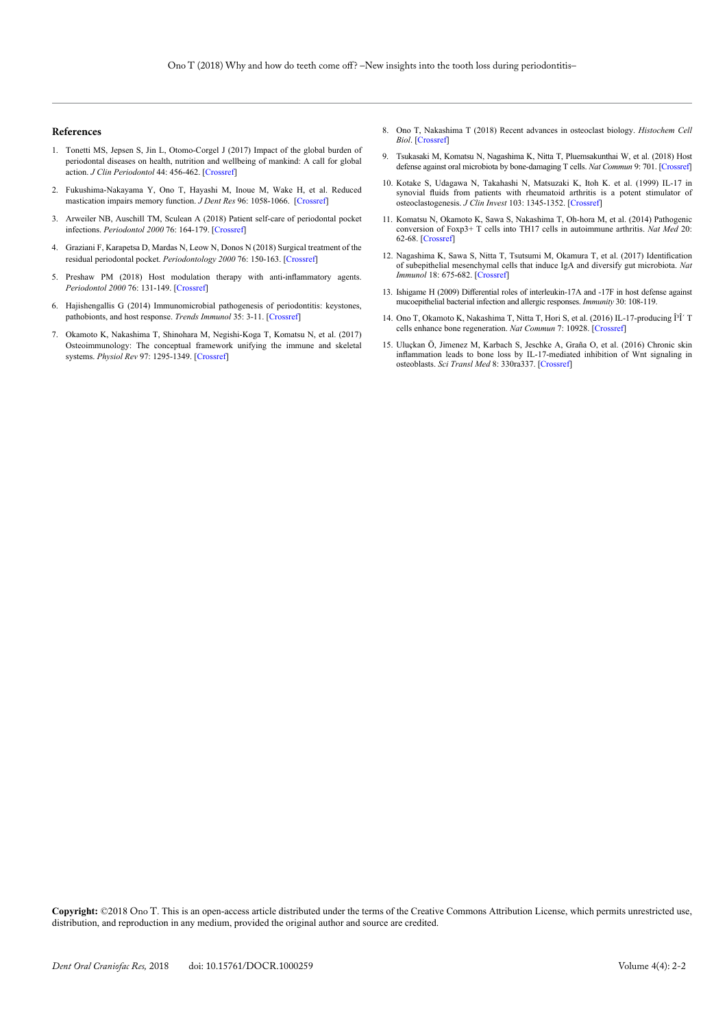## References

1. Tonetti MS, Jepsen S, Jin L, Otomo-Corgel J (2017) Impact of the global burden of periodontal diseases on health, nutrition and wellbeing of mankind: A call for global action. *J Clin Periodontol* 44: 456-462. [Crossref]

2. Fukushima-Nakayama Y, Ono T, Hayashi M, Inoue M, Wake H, et al. Reduced mastication impairs memory function. *J Dent Res* 96: 1058-1066. [Crossref]

3. Arweiler NB, Auschill TM, Sculean A (2018) Patient self-care of periodontal pocket infections. *Periodontol 2000* 76: 164-179. [Crossref]

4. Graziani F, Karapetsa D, Mardas N, Leow N, Donos N (2018) Surgical treatment of the residual periodontal pocket. *Periodontology 2000* 76: 150-163. [Crossref]

5. Preshaw PM (2018) Host modulation therapy with anti-inflammatory agents. *Periodontol 2000* 76: 131-149. [Crossref]

6. Hajishengallis G (2014) Immunomicrobial pathogenesis of periodontitis: keystones, pathobionts, and host response. *Trends Immunol* 35: 3-11. [Crossref]

7. Okamoto K, Nakashima T, Shinohara M, Negishi-Koga T, Komatsu N, et al. (2017) Osteoimmunology: The conceptual framework unifying the immune and skeletal systems. *Physiol Rev* 97: 1295-1349. [Crossref]

8. Ono T, Nakashima T (2018) Recent advances in osteoclast biology. *Histochem Cell Biol*. [Crossref]

9. Tsukasaki M, Komatsu N, Nagashima K, Nitta T, Pluemsakunthai W, et al. (2018) Host defense against oral microbiota by bone-damaging T cells. *Nat Commun* 9: 701. [Crossref]

10. Kotake S, Udagawa N, Takahashi N, Matsuzaki K, Itoh K. et al. (1999) IL-17 in synovial fluids from patients with rheumatoid arthritis is a potent stimulator of osteoclastogenesis. *J Clin Invest* 103: 1345-1352. [Crossref]

11. Komatsu N, Okamoto K, Sawa S, Nakashima T, Oh-hora M, et al. (2014) Pathogenic conversion of Foxp3+ T cells into TH17 cells in autoimmune arthritis. *Nat Med* 20: 62-68. [Crossref]

12. Nagashima K, Sawa S, Nitta T, Tsutsumi M, Okamura T, et al. (2017) Identification of subepithelial mesenchymal cells that induce IgA and diversify gut microbiota. *Nat Immunol* 18: 675-682. [Crossref]

13. Ishigame H (2009) Differential roles of interleukin-17A and -17F in host defense against mucoepithelial bacterial infection and allergic responses. *Immunity* 30: 108-119.

14. Ono T, Okamoto K, Nakashima T, Nitta T, Hori S, et al. (2016) IL-17-producing Î³Î´ T cells enhance bone regeneration. *Nat Commun* 7: 10928. [Crossref]

15. Uluçkan Ö, Jimenez M, Karbach S, Jeschke A, Graña O, et al. (2016) Chronic skin inflammation leads to bone loss by IL-17-mediated inhibition of Wnt signaling in osteoblasts. *Sci Transl Med* 8: 330ra337. [Crossref]

**Copyright:** ©2018 Ono T. This is an open-access article distributed under the terms of the Creative Commons Attribution License, which permits unrestricted use, distribution, and reproduction in any medium, provided the original author and source are credited.